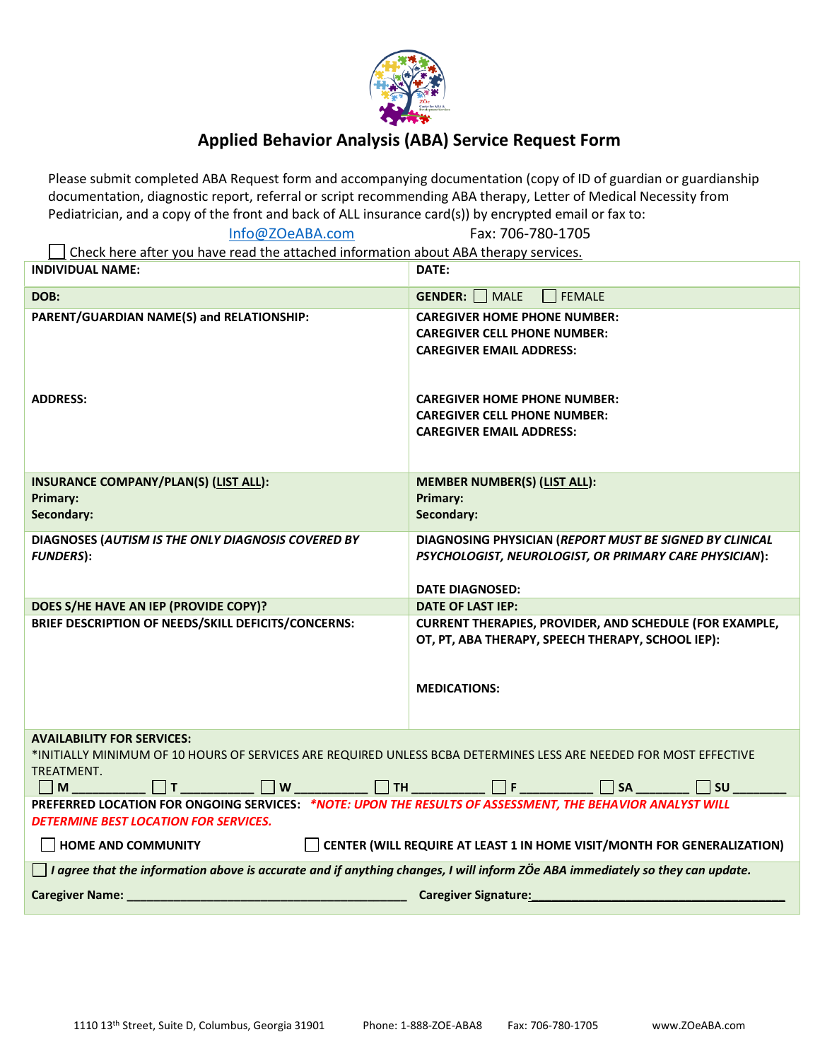# Applied Behavior Analysis (ABA) Service Request Form

Please submit completed ABA Request form and accompanying documentation (copy of ID of guardian or guardianship documentation, diagnostic report, referral or script recommending ABA therapy, Letter of Medical Necessity from Pediatrician, and a copy of the front and back of ALL insurance card(s)) by encrypted email or fax to:

Info@ZOeABA.com　　　　Fax: 706-780-1705

☐ Check here after you have read the attached information about ABA therapy services.

| | |
|---|---|
| **INDIVIDUAL NAME:** | **DATE:** |
| **DOB:** | **GENDER:** ☐ MALE ☐ FEMALE |
| **PARENT/GUARDIAN NAME(S) and RELATIONSHIP:**<br><br>**ADDRESS:** | **CAREGIVER HOME PHONE NUMBER:**<br>**CAREGIVER CELL PHONE NUMBER:**<br>**CAREGIVER EMAIL ADDRESS:**<br><br>**CAREGIVER HOME PHONE NUMBER:**<br>**CAREGIVER CELL PHONE NUMBER:**<br>**CAREGIVER EMAIL ADDRESS:** |
| **INSURANCE COMPANY/PLAN(S) (LIST ALL):**<br>**Primary:**<br>**Secondary:** | **MEMBER NUMBER(S) (LIST ALL):**<br>**Primary:**<br>**Secondary:** |
| **DIAGNOSES (*AUTISM IS THE ONLY DIAGNOSIS COVERED BY FUNDERS*):** | **DIAGNOSING PHYSICIAN (*REPORT MUST BE SIGNED BY CLINICAL PSYCHOLOGIST, NEUROLOGIST, OR PRIMARY CARE PHYSICIAN*):**<br><br>**DATE DIAGNOSED:** |
| **DOES S/HE HAVE AN IEP (PROVIDE COPY)?** | **DATE OF LAST IEP:** |
| **BRIEF DESCRIPTION OF NEEDS/SKILL DEFICITS/CONCERNS:** | **CURRENT THERAPIES, PROVIDER, AND SCHEDULE (FOR EXAMPLE, OT, PT, ABA THERAPY, SPEECH THERAPY, SCHOOL IEP):**<br><br>**MEDICATIONS:** |

**AVAILABILITY FOR SERVICES:**
*INITIALLY MINIMUM OF 10 HOURS OF SERVICES ARE REQUIRED UNLESS BCBA DETERMINES LESS ARE NEEDED FOR MOST EFFECTIVE TREATMENT.

☐ **M** __________ ☐ **T** __________ ☐ **W** __________ ☐ **TH** __________ ☐ **F** __________ ☐ **SA** ________ ☐ **SU** ________

**PREFERRED LOCATION FOR ONGOING SERVICES:** ***\*NOTE: UPON THE RESULTS OF ASSESSMENT, THE BEHAVIOR ANALYST WILL DETERMINE BEST LOCATION FOR SERVICES.***

☐ **HOME AND COMMUNITY**　　☐ **CENTER (WILL REQUIRE AT LEAST 1 IN HOME VISIT/MONTH FOR GENERALIZATION)**

☐ ***I agree that the information above is accurate and if anything changes, I will inform ZÖe ABA immediately so they can update.***

**Caregiver Name:** ________________________________________ **Caregiver Signature:** ________________________________________

1110 13th Street, Suite D, Columbus, Georgia 31901　　Phone: 1-888-ZOE-ABA8　　Fax: 706-780-1705　　www.ZOeABA.com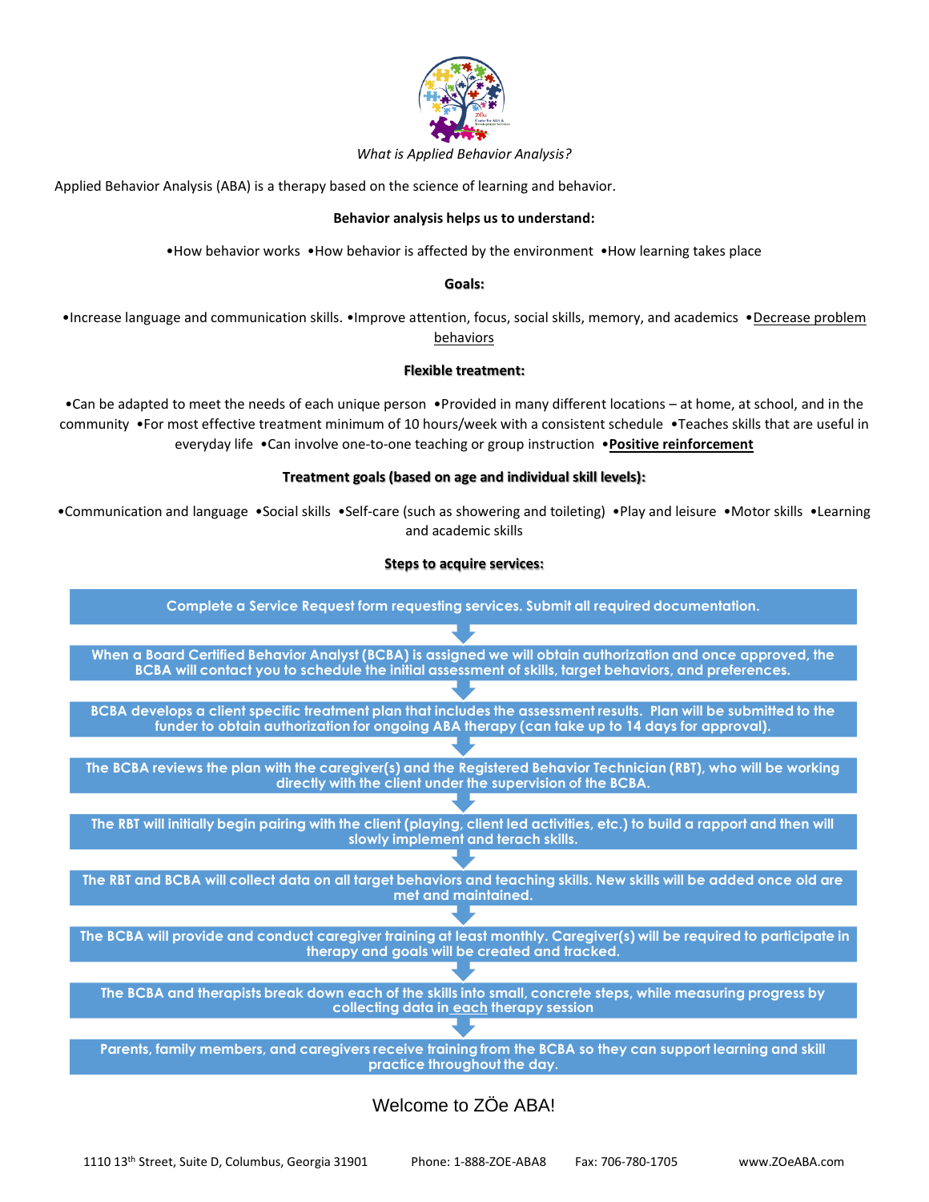*What is Applied Behavior Analysis?*

Applied Behavior Analysis (ABA) is a therapy based on the science of learning and behavior.

**Behavior analysis helps us to understand:**

•How behavior works •How behavior is affected by the environment •How learning takes place

**Goals:**

•Increase language and communication skills. •Improve attention, focus, social skills, memory, and academics •Decrease problem behaviors

**Flexible treatment:**

•Can be adapted to meet the needs of each unique person •Provided in many different locations – at home, at school, and in the community •For most effective treatment minimum of 10 hours/week with a consistent schedule •Teaches skills that are useful in everyday life •Can involve one-to-one teaching or group instruction •**Positive reinforcement**

**Treatment goals (based on age and individual skill levels):**

•Communication and language •Social skills •Self-care (such as showering and toileting) •Play and leisure •Motor skills •Learning and academic skills

**Steps to acquire services:**

1. Complete a Service Request form requesting services. Submit all required documentation.
2. When a Board Certified Behavior Analyst (BCBA) is assigned we will obtain authorization and once approved, the BCBA will contact you to schedule the initial assessment of skills, target behaviors, and preferences.
3. BCBA develops a client specific treatment plan that includes the assessment results. Plan will be submitted to the funder to obtain authorization for ongoing ABA therapy (can take up to 14 days for approval).
4. The BCBA reviews the plan with the caregiver(s) and the Registered Behavior Technician (RBT), who will be working directly with the client under the supervision of the BCBA.
5. The RBT will initially begin pairing with the client (playing, client led activities, etc.) to build a rapport and then will slowly implement and terach skills.
6. The RBT and BCBA will collect data on all target behaviors and teaching skills. New skills will be added once old are met and maintained.
7. The BCBA will provide and conduct caregiver training at least monthly. Caregiver(s) will be required to participate in therapy and goals will be created and tracked.
8. The BCBA and therapists break down each of the skills into small, concrete steps, while measuring progress by collecting data in each therapy session
9. Parents, family members, and caregivers receive training from the BCBA so they can support learning and skill practice throughout the day.

Welcome to ZÖe ABA!

1110 13th Street, Suite D, Columbus, Georgia 31901 Phone: 1-888-ZOE-ABA8 Fax: 706-780-1705 www.ZOeABA.com